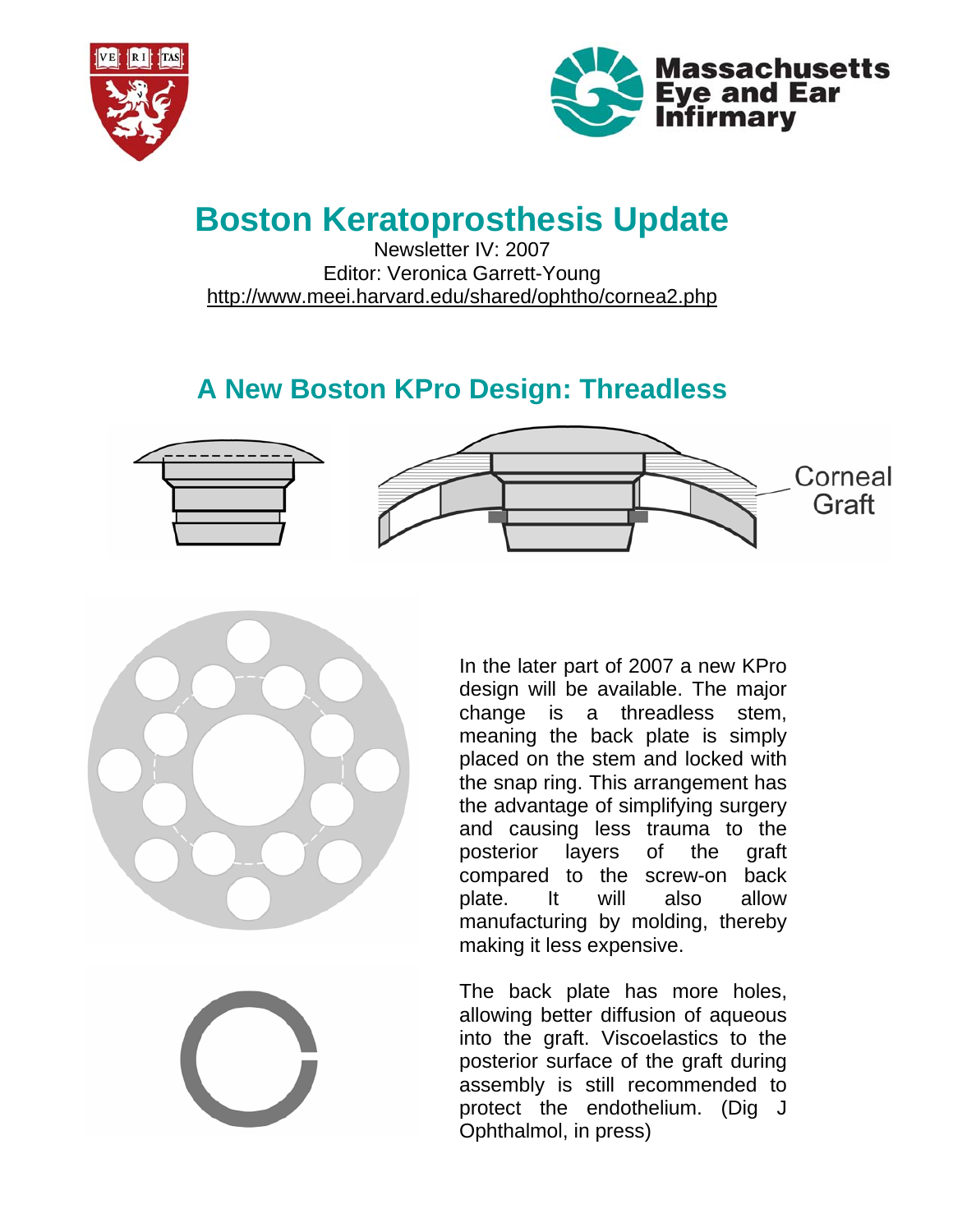# Boston Keratoprosthesis Update

Newsletter IV: 2007

Editor: Veronica Garrett-Young

http://www.meei.harvard.edu/shared/ophtho/cornea2.php

## A New Boston KPro Design: Threadless

Corneal Graft

In the later part of 2007 a new KPro design will be available. The major change is a threadless stem, meaning the back plate is simply placed on the stem and locked with the snap ring. This arrangement has the advantage of simplifying surgery and causing less trauma to the posterior layers of the graft compared to the screw-on back plate. It will also allow manufacturing by molding, thereby making it less expensive.

The back plate has more holes, allowing better diffusion of aqueous into the graft. Viscoelastics to the posterior surface of the graft during assembly is still recommended to protect the endothelium. (Dig J Ophthalmol, in press)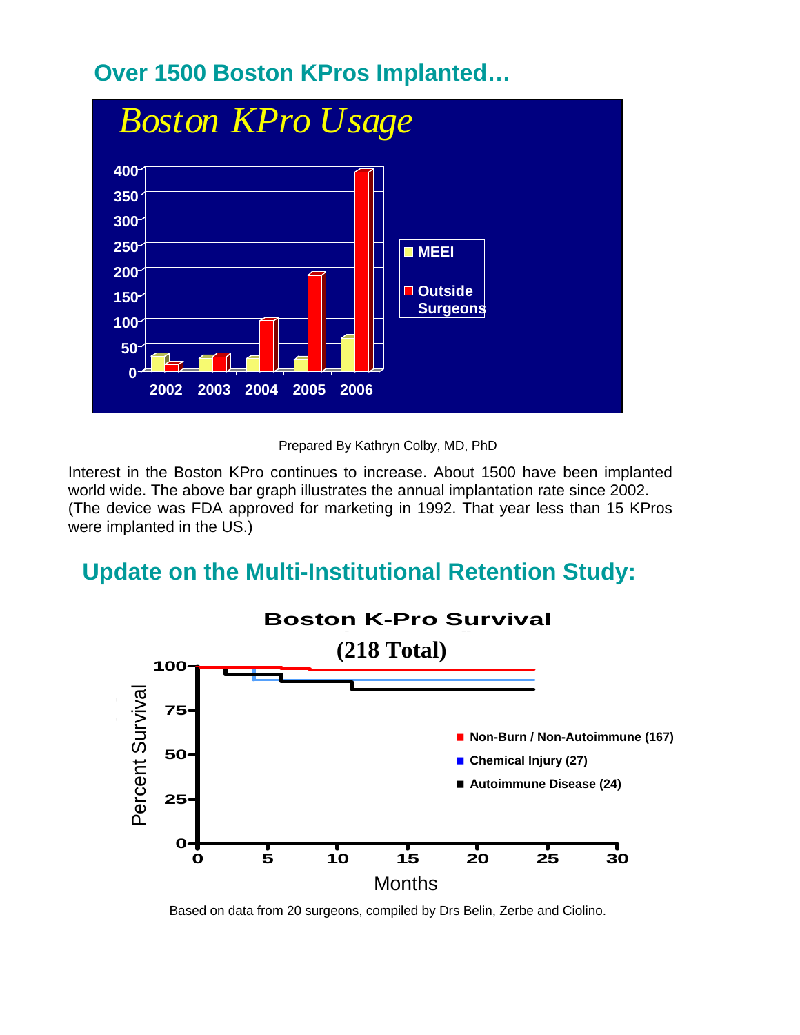## Over 1500 Boston KPros Implanted…

Prepared By Kathryn Colby, MD, PhD

Interest in the Boston KPro continues to increase. About 1500 have been implanted world wide. The above bar graph illustrates the annual implantation rate since 2002. (The device was FDA approved for marketing in 1992. That year less than 15 KPros were implanted in the US.)

## Update on the Multi-Institutional Retention Study:

Based on data from 20 surgeons, compiled by Drs Belin, Zerbe and Ciolino.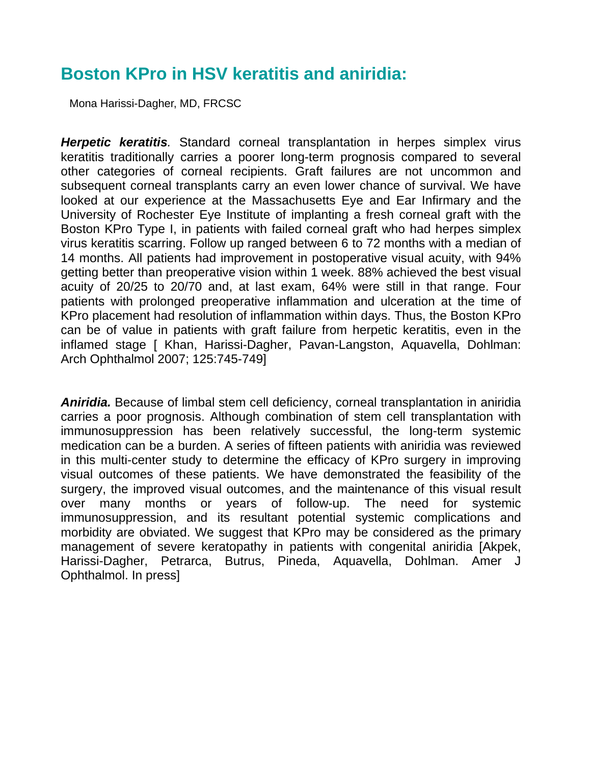## Boston KPro in HSV keratitis and aniridia:

Mona Harissi-Dagher, MD, FRCSC

***Herpetic keratitis****.* Standard corneal transplantation in herpes simplex virus keratitis traditionally carries a poorer long-term prognosis compared to several other categories of corneal recipients. Graft failures are not uncommon and subsequent corneal transplants carry an even lower chance of survival. We have looked at our experience at the Massachusetts Eye and Ear Infirmary and the University of Rochester Eye Institute of implanting a fresh corneal graft with the Boston KPro Type I, in patients with failed corneal graft who had herpes simplex virus keratitis scarring. Follow up ranged between 6 to 72 months with a median of 14 months. All patients had improvement in postoperative visual acuity, with 94% getting better than preoperative vision within 1 week. 88% achieved the best visual acuity of 20/25 to 20/70 and, at last exam, 64% were still in that range. Four patients with prolonged preoperative inflammation and ulceration at the time of KPro placement had resolution of inflammation within days. Thus, the Boston KPro can be of value in patients with graft failure from herpetic keratitis, even in the inflamed stage [ Khan, Harissi-Dagher, Pavan-Langston, Aquavella, Dohlman: Arch Ophthalmol 2007; 125:745-749]

***Aniridia.*** Because of limbal stem cell deficiency, corneal transplantation in aniridia carries a poor prognosis. Although combination of stem cell transplantation with immunosuppression has been relatively successful, the long-term systemic medication can be a burden. A series of fifteen patients with aniridia was reviewed in this multi-center study to determine the efficacy of KPro surgery in improving visual outcomes of these patients. We have demonstrated the feasibility of the surgery, the improved visual outcomes, and the maintenance of this visual result over many months or years of follow-up. The need for systemic immunosuppression, and its resultant potential systemic complications and morbidity are obviated. We suggest that KPro may be considered as the primary management of severe keratopathy in patients with congenital aniridia [Akpek, Harissi-Dagher, Petrarca, Butrus, Pineda, Aquavella, Dohlman. Amer J Ophthalmol. In press]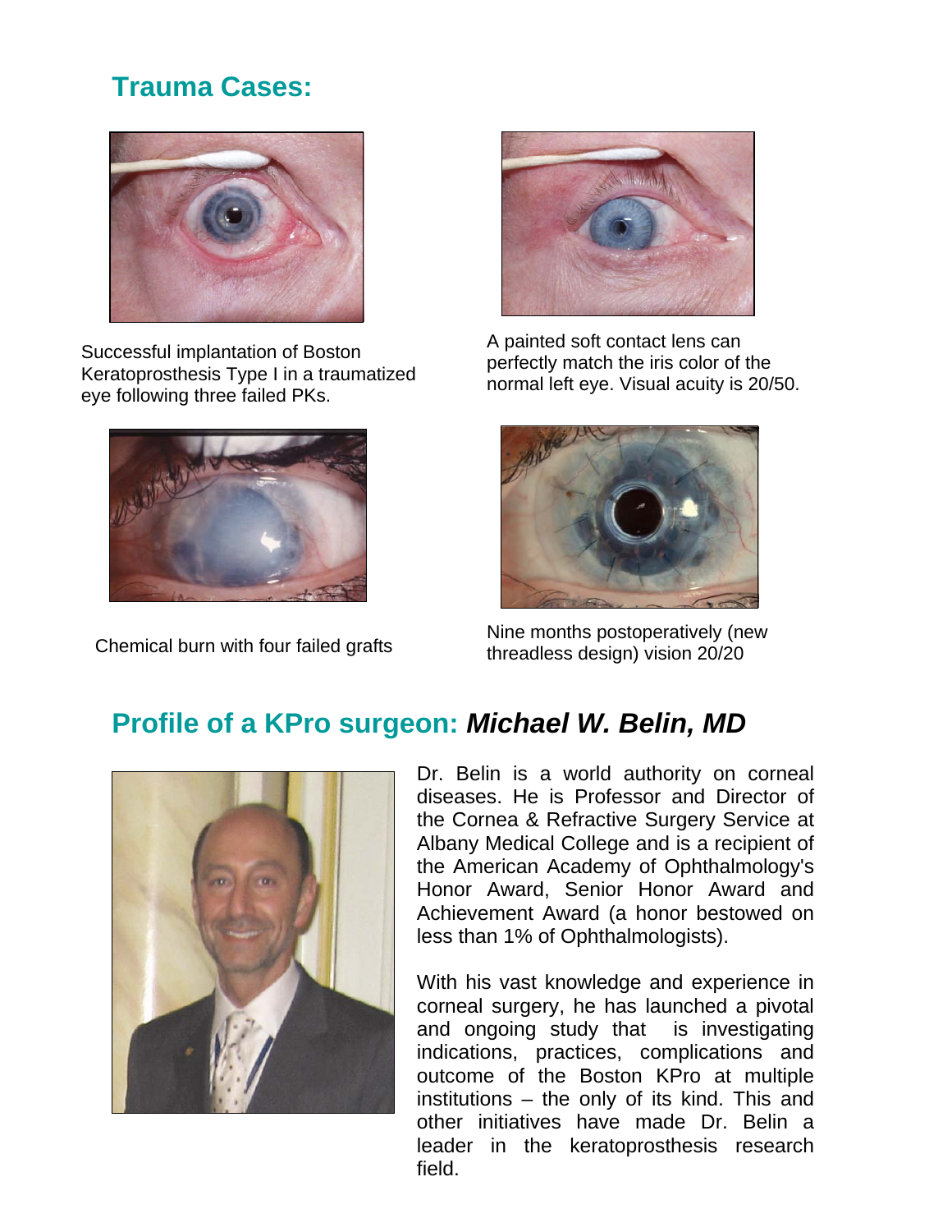## Trauma Cases:

Successful implantation of Boston Keratoprosthesis Type I in a traumatized eye following three failed PKs.

A painted soft contact lens can perfectly match the iris color of the normal left eye. Visual acuity is 20/50.

Chemical burn with four failed grafts

Nine months postoperatively (new threadless design) vision 20/20

## Profile of a KPro surgeon: *Michael W. Belin, MD*

Dr. Belin is a world authority on corneal diseases. He is Professor and Director of the Cornea & Refractive Surgery Service at Albany Medical College and is a recipient of the American Academy of Ophthalmology's Honor Award, Senior Honor Award and Achievement Award (a honor bestowed on less than 1% of Ophthalmologists).

With his vast knowledge and experience in corneal surgery, he has launched a pivotal and ongoing study that is investigating indications, practices, complications and outcome of the Boston KPro at multiple institutions – the only of its kind. This and other initiatives have made Dr. Belin a leader in the keratoprosthesis research field.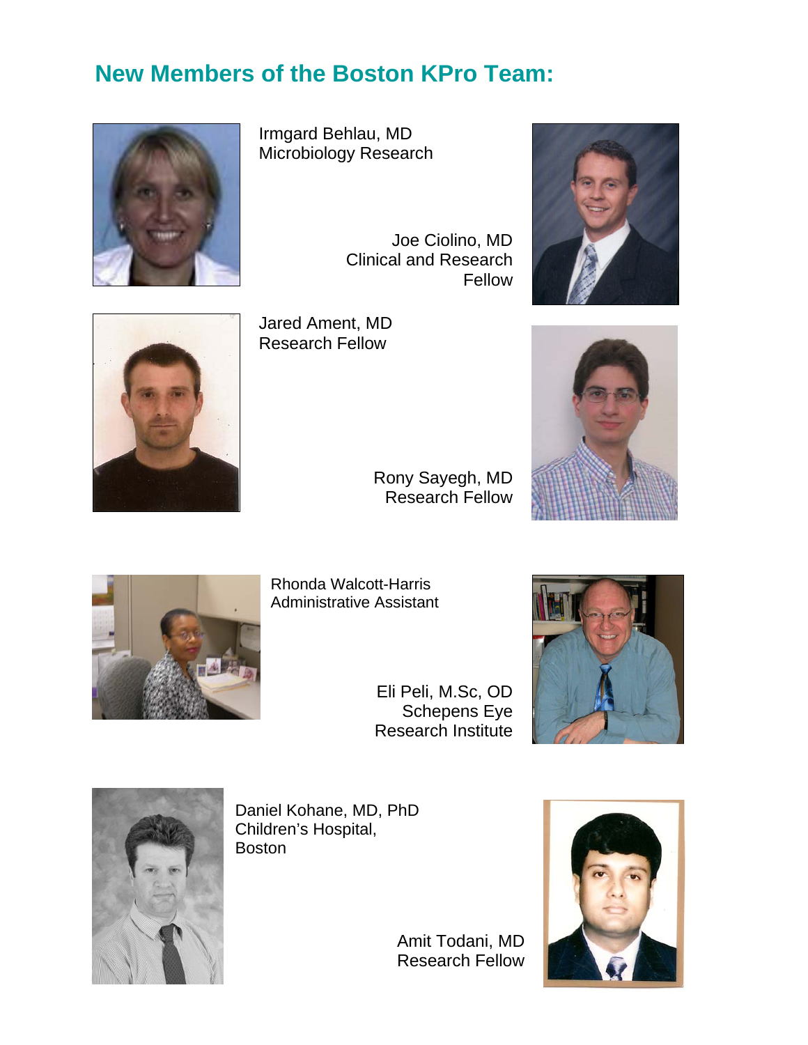## New Members of the Boston KPro Team:

Irmgard Behlau, MD
Microbiology Research

Joe Ciolino, MD
Clinical and Research Fellow

Jared Ament, MD
Research Fellow

Rony Sayegh, MD
Research Fellow

Rhonda Walcott-Harris
Administrative Assistant

Eli Peli, M.Sc, OD
Schepens Eye Research Institute

Daniel Kohane, MD, PhD
Children's Hospital, Boston

Amit Todani, MD
Research Fellow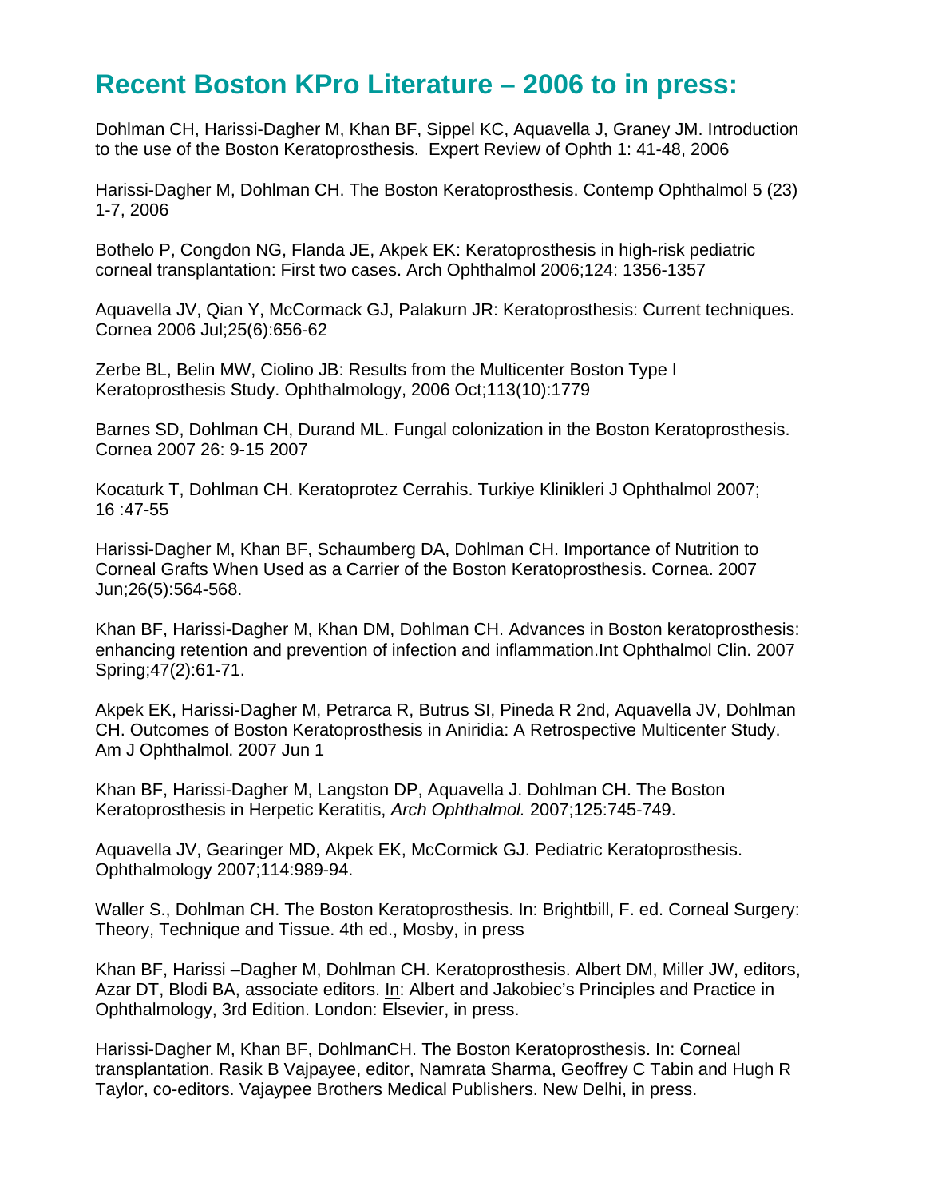## Recent Boston KPro Literature – 2006 to in press:

Dohlman CH, Harissi-Dagher M, Khan BF, Sippel KC, Aquavella J, Graney JM. Introduction to the use of the Boston Keratoprosthesis. Expert Review of Ophth 1: 41-48, 2006

Harissi-Dagher M, Dohlman CH. The Boston Keratoprosthesis. Contemp Ophthalmol 5 (23) 1-7, 2006

Bothelo P, Congdon NG, Flanda JE, Akpek EK: Keratoprosthesis in high-risk pediatric corneal transplantation: First two cases. Arch Ophthalmol 2006;124: 1356-1357

Aquavella JV, Qian Y, McCormack GJ, Palakurn JR: Keratoprosthesis: Current techniques. Cornea 2006 Jul;25(6):656-62

Zerbe BL, Belin MW, Ciolino JB: Results from the Multicenter Boston Type I Keratoprosthesis Study. Ophthalmology, 2006 Oct;113(10):1779

Barnes SD, Dohlman CH, Durand ML. Fungal colonization in the Boston Keratoprosthesis. Cornea 2007 26: 9-15 2007

Kocaturk T, Dohlman CH. Keratoprotez Cerrahis. Turkiye Klinikleri J Ophthalmol 2007; 16 :47-55

Harissi-Dagher M, Khan BF, Schaumberg DA, Dohlman CH. Importance of Nutrition to Corneal Grafts When Used as a Carrier of the Boston Keratoprosthesis. Cornea. 2007 Jun;26(5):564-568.

Khan BF, Harissi-Dagher M, Khan DM, Dohlman CH. Advances in Boston keratoprosthesis: enhancing retention and prevention of infection and inflammation.Int Ophthalmol Clin. 2007 Spring;47(2):61-71.

Akpek EK, Harissi-Dagher M, Petrarca R, Butrus SI, Pineda R 2nd, Aquavella JV, Dohlman CH. Outcomes of Boston Keratoprosthesis in Aniridia: A Retrospective Multicenter Study. Am J Ophthalmol. 2007 Jun 1

Khan BF, Harissi-Dagher M, Langston DP, Aquavella J. Dohlman CH. The Boston Keratoprosthesis in Herpetic Keratitis, *Arch Ophthalmol.* 2007;125:745-749.

Aquavella JV, Gearinger MD, Akpek EK, McCormick GJ. Pediatric Keratoprosthesis. Ophthalmology 2007;114:989-94.

Waller S., Dohlman CH. The Boston Keratoprosthesis. In: Brightbill, F. ed. Corneal Surgery: Theory, Technique and Tissue. 4th ed., Mosby, in press

Khan BF, Harissi –Dagher M, Dohlman CH. Keratoprosthesis. Albert DM, Miller JW, editors, Azar DT, Blodi BA, associate editors. In: Albert and Jakobiec's Principles and Practice in Ophthalmology, 3rd Edition. London: Elsevier, in press.

Harissi-Dagher M, Khan BF, DohlmanCH. The Boston Keratoprosthesis. In: Corneal transplantation. Rasik B Vajpayee, editor, Namrata Sharma, Geoffrey C Tabin and Hugh R Taylor, co-editors. Vajaypee Brothers Medical Publishers. New Delhi, in press.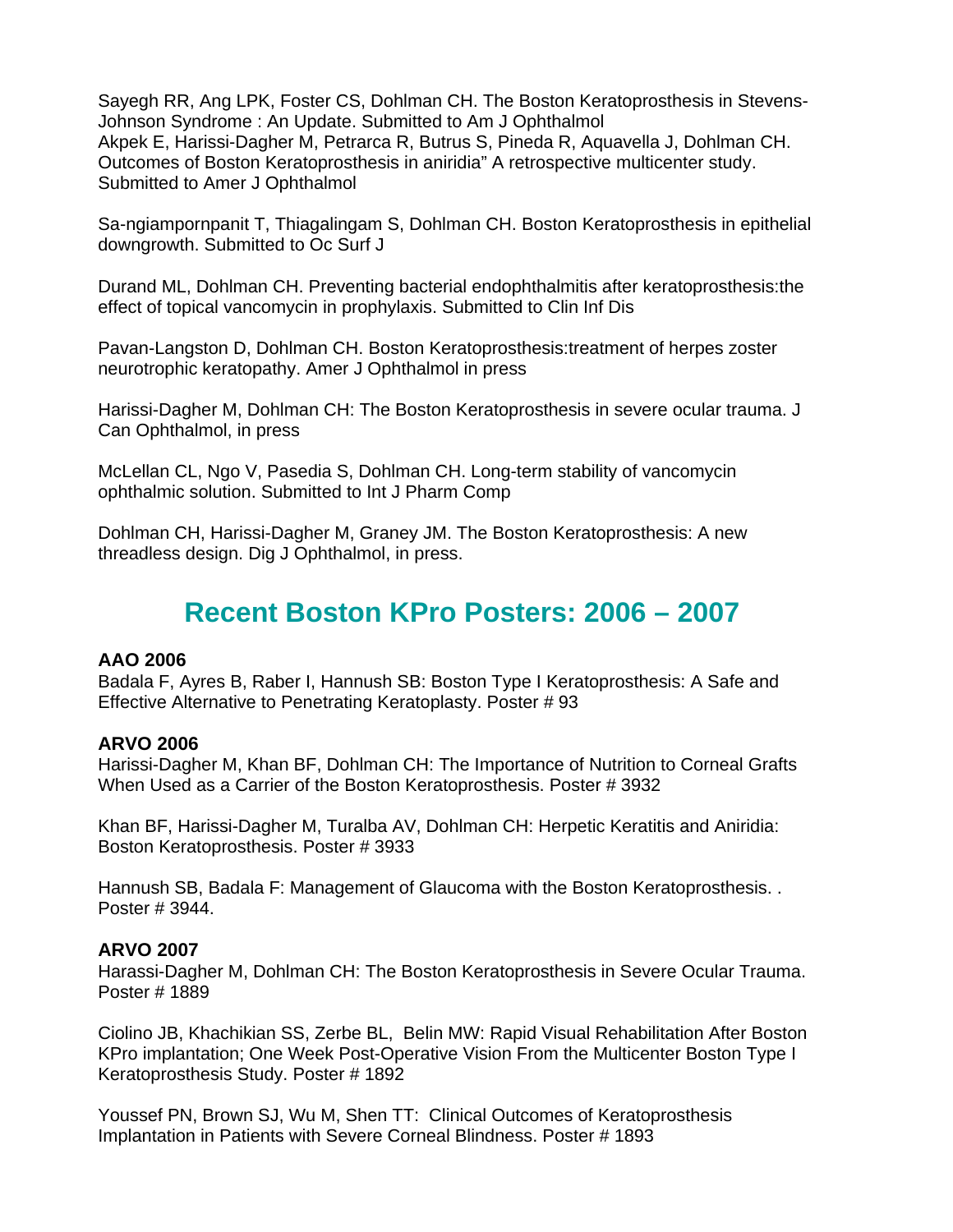Sayegh RR, Ang LPK, Foster CS, Dohlman CH. The Boston Keratoprosthesis in Stevens-Johnson Syndrome : An Update. Submitted to Am J Ophthalmol
Akpek E, Harissi-Dagher M, Petrarca R, Butrus S, Pineda R, Aquavella J, Dohlman CH. Outcomes of Boston Keratoprosthesis in aniridia" A retrospective multicenter study. Submitted to Amer J Ophthalmol

Sa-ngiampornpanit T, Thiagalingam S, Dohlman CH. Boston Keratoprosthesis in epithelial downgrowth. Submitted to Oc Surf J

Durand ML, Dohlman CH. Preventing bacterial endophthalmitis after keratoprosthesis:the effect of topical vancomycin in prophylaxis. Submitted to Clin Inf Dis

Pavan-Langston D, Dohlman CH. Boston Keratoprosthesis:treatment of herpes zoster neurotrophic keratopathy. Amer J Ophthalmol in press

Harissi-Dagher M, Dohlman CH: The Boston Keratoprosthesis in severe ocular trauma. J Can Ophthalmol, in press

McLellan CL, Ngo V, Pasedia S, Dohlman CH. Long-term stability of vancomycin ophthalmic solution. Submitted to Int J Pharm Comp

Dohlman CH, Harissi-Dagher M, Graney JM. The Boston Keratoprosthesis: A new threadless design. Dig J Ophthalmol, in press.

## Recent Boston KPro Posters: 2006 – 2007

**AAO 2006**
Badala F, Ayres B, Raber I, Hannush SB: Boston Type I Keratoprosthesis: A Safe and Effective Alternative to Penetrating Keratoplasty. Poster # 93

**ARVO 2006**
Harissi-Dagher M, Khan BF, Dohlman CH: The Importance of Nutrition to Corneal Grafts When Used as a Carrier of the Boston Keratoprosthesis. Poster # 3932

Khan BF, Harissi-Dagher M, Turalba AV, Dohlman CH: Herpetic Keratitis and Aniridia: Boston Keratoprosthesis. Poster # 3933

Hannush SB, Badala F: Management of Glaucoma with the Boston Keratoprosthesis. . Poster # 3944.

**ARVO 2007**
Harassi-Dagher M, Dohlman CH: The Boston Keratoprosthesis in Severe Ocular Trauma. Poster # 1889

Ciolino JB, Khachikian SS, Zerbe BL, Belin MW: Rapid Visual Rehabilitation After Boston KPro implantation; One Week Post-Operative Vision From the Multicenter Boston Type I Keratoprosthesis Study. Poster # 1892

Youssef PN, Brown SJ, Wu M, Shen TT: Clinical Outcomes of Keratoprosthesis Implantation in Patients with Severe Corneal Blindness. Poster # 1893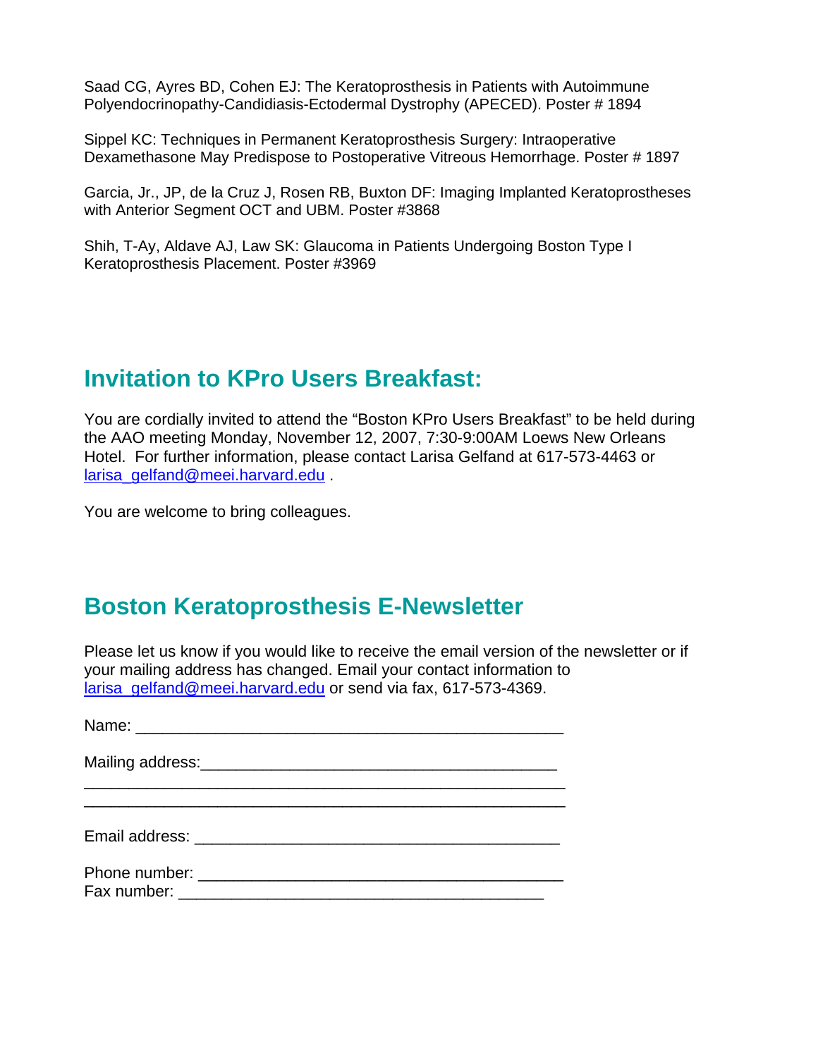Saad CG, Ayres BD, Cohen EJ: The Keratoprosthesis in Patients with Autoimmune Polyendocrinopathy-Candidiasis-Ectodermal Dystrophy (APECED). Poster # 1894

Sippel KC: Techniques in Permanent Keratoprosthesis Surgery: Intraoperative Dexamethasone May Predispose to Postoperative Vitreous Hemorrhage. Poster # 1897

Garcia, Jr., JP, de la Cruz J, Rosen RB, Buxton DF: Imaging Implanted Keratoprostheses with Anterior Segment OCT and UBM. Poster #3868

Shih, T-Ay, Aldave AJ, Law SK: Glaucoma in Patients Undergoing Boston Type I Keratoprosthesis Placement. Poster #3969

## Invitation to KPro Users Breakfast:

You are cordially invited to attend the "Boston KPro Users Breakfast" to be held during the AAO meeting Monday, November 12, 2007, 7:30-9:00AM Loews New Orleans Hotel. For further information, please contact Larisa Gelfand at 617-573-4463 or larisa_gelfand@meei.harvard.edu .

You are welcome to bring colleagues.

## Boston Keratoprosthesis E-Newsletter

Please let us know if you would like to receive the email version of the newsletter or if your mailing address has changed. Email your contact information to larisa_gelfand@meei.harvard.edu or send via fax, 617-573-4369.

Name: ______________________________________________

Mailing address:_______________________________________

______________________________________________________

______________________________________________________

Email address: _________________________________________

Phone number: _________________________________________

Fax number: __________________________________________